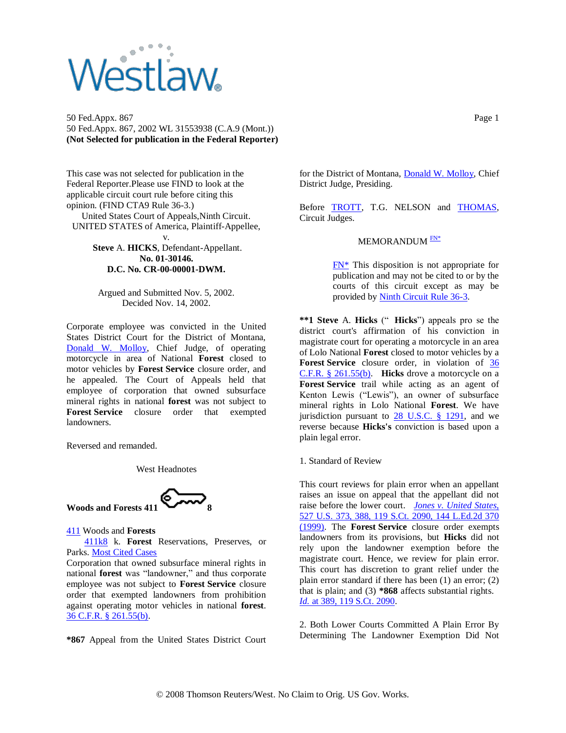50 Fed.Appx. 867
50 Fed.Appx. 867, 2002 WL 31553938 (C.A.9 (Mont.))
**(Not Selected for publication in the Federal Reporter)**

This case was not selected for publication in the Federal Reporter.Please use FIND to look at the applicable circuit court rule before citing this opinion. (FIND CTA9 Rule 36-3.)

United States Court of Appeals,Ninth Circuit.
UNITED STATES of America, Plaintiff-Appellee,
v.
**Steve** A. **HICKS**, Defendant-Appellant.
**No. 01-30146.**
**D.C. No. CR-00-00001-DWM.**

Argued and Submitted Nov. 5, 2002.
Decided Nov. 14, 2002.

Corporate employee was convicted in the United States District Court for the District of Montana, Donald W. Molloy, Chief Judge, of operating motorcycle in area of National **Forest** closed to motor vehicles by **Forest Service** closure order, and he appealed. The Court of Appeals held that employee of corporation that owned subsurface mineral rights in national **forest** was not subject to **Forest Service** closure order that exempted landowners.

Reversed and remanded.

West Headnotes

**Woods and Forests 411 8**

411 Woods and **Forests**
411k8 k. **Forest** Reservations, Preserves, or Parks. Most Cited Cases
Corporation that owned subsurface mineral rights in national **forest** was "landowner," and thus corporate employee was not subject to **Forest Service** closure order that exempted landowners from prohibition against operating motor vehicles in national **forest**. 36 C.F.R. § 261.55(b).

**\*867** Appeal from the United States District Court for the District of Montana, Donald W. Molloy, Chief District Judge, Presiding.

Before TROTT, T.G. NELSON and THOMAS, Circuit Judges.

MEMORANDUM [FN*]

> FN* This disposition is not appropriate for publication and may not be cited to or by the courts of this circuit except as may be provided by Ninth Circuit Rule 36-3.

**\*\*1 Steve** A. **Hicks** ("**Hicks**") appeals pro se the district court's affirmation of his conviction in magistrate court for operating a motorcycle in an area of Lolo National **Forest** closed to motor vehicles by a **Forest Service** closure order, in violation of 36 C.F.R. § 261.55(b). **Hicks** drove a motorcycle on a **Forest Service** trail while acting as an agent of Kenton Lewis ("Lewis"), an owner of subsurface mineral rights in Lolo National **Forest**. We have jurisdiction pursuant to 28 U.S.C. § 1291, and we reverse because **Hicks's** conviction is based upon a plain legal error.

1. Standard of Review

This court reviews for plain error when an appellant raises an issue on appeal that the appellant did not raise before the lower court. *Jones v. United States,* 527 U.S. 373, 388, 119 S.Ct. 2090, 144 L.Ed.2d 370 (1999). The **Forest Service** closure order exempts landowners from its provisions, but **Hicks** did not rely upon the landowner exemption before the magistrate court. Hence, we review for plain error. This court has discretion to grant relief under the plain error standard if there has been (1) an error; (2) that is plain; and (3) **\*868** affects substantial rights. *Id.* at 389, 119 S.Ct. 2090.

2. Both Lower Courts Committed A Plain Error By Determining The Landowner Exemption Did Not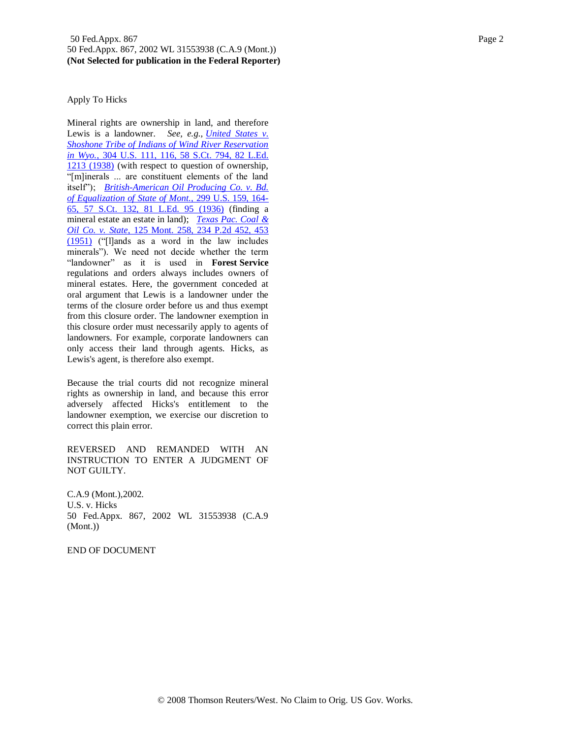Apply To Hicks

Mineral rights are ownership in land, and therefore Lewis is a landowner. *See, e.g.,* *United States v. Shoshone Tribe of Indians of Wind River Reservation in Wyo.*, 304 U.S. 111, 116, 58 S.Ct. 794, 82 L.Ed. 1213 (1938) (with respect to question of ownership, "[m]inerals ... are constituent elements of the land itself"); *British-American Oil Producing Co. v. Bd. of Equalization of State of Mont.*, 299 U.S. 159, 164-65, 57 S.Ct. 132, 81 L.Ed. 95 (1936) (finding a mineral estate an estate in land); *Texas Pac. Coal & Oil Co. v. State*, 125 Mont. 258, 234 P.2d 452, 453 (1951) ("[l]ands as a word in the law includes minerals"). We need not decide whether the term "landowner" as it is used in **Forest Service** regulations and orders always includes owners of mineral estates. Here, the government conceded at oral argument that Lewis is a landowner under the terms of the closure order before us and thus exempt from this closure order. The landowner exemption in this closure order must necessarily apply to agents of landowners. For example, corporate landowners can only access their land through agents. Hicks, as Lewis's agent, is therefore also exempt.

Because the trial courts did not recognize mineral rights as ownership in land, and because this error adversely affected Hicks's entitlement to the landowner exemption, we exercise our discretion to correct this plain error.

REVERSED AND REMANDED WITH AN INSTRUCTION TO ENTER A JUDGMENT OF NOT GUILTY.

C.A.9 (Mont.),2002.
U.S. v. Hicks
50 Fed.Appx. 867, 2002 WL 31553938 (C.A.9 (Mont.))

END OF DOCUMENT